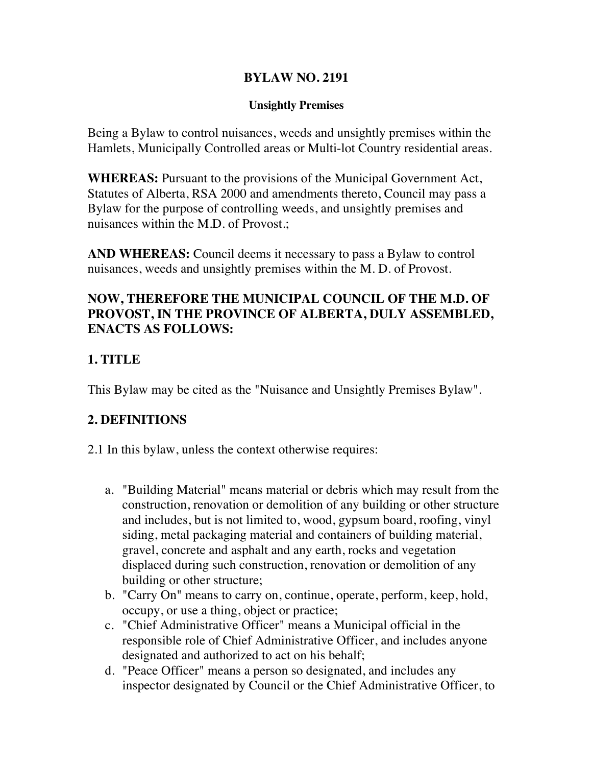# BYLAW NO. 2191

## Unsightly Premises

Being a Bylaw to control nuisances, weeds and unsightly premises within the Hamlets, Municipally Controlled areas or Multi-lot Country residential areas.

**WHEREAS:** Pursuant to the provisions of the Municipal Government Act, Statutes of Alberta, RSA 2000 and amendments thereto, Council may pass a Bylaw for the purpose of controlling weeds, and unsightly premises and nuisances within the M.D. of Provost.;

**AND WHEREAS:** Council deems it necessary to pass a Bylaw to control nuisances, weeds and unsightly premises within the M. D. of Provost.

**NOW, THEREFORE THE MUNICIPAL COUNCIL OF THE M.D. OF PROVOST, IN THE PROVINCE OF ALBERTA, DULY ASSEMBLED, ENACTS AS FOLLOWS:**

## 1. TITLE

This Bylaw may be cited as the "Nuisance and Unsightly Premises Bylaw".

## 2. DEFINITIONS

2.1 In this bylaw, unless the context otherwise requires:

a. "Building Material" means material or debris which may result from the construction, renovation or demolition of any building or other structure and includes, but is not limited to, wood, gypsum board, roofing, vinyl siding, metal packaging material and containers of building material, gravel, concrete and asphalt and any earth, rocks and vegetation displaced during such construction, renovation or demolition of any building or other structure;
b. "Carry On" means to carry on, continue, operate, perform, keep, hold, occupy, or use a thing, object or practice;
c. "Chief Administrative Officer" means a Municipal official in the responsible role of Chief Administrative Officer, and includes anyone designated and authorized to act on his behalf;
d. "Peace Officer" means a person so designated, and includes any inspector designated by Council or the Chief Administrative Officer, to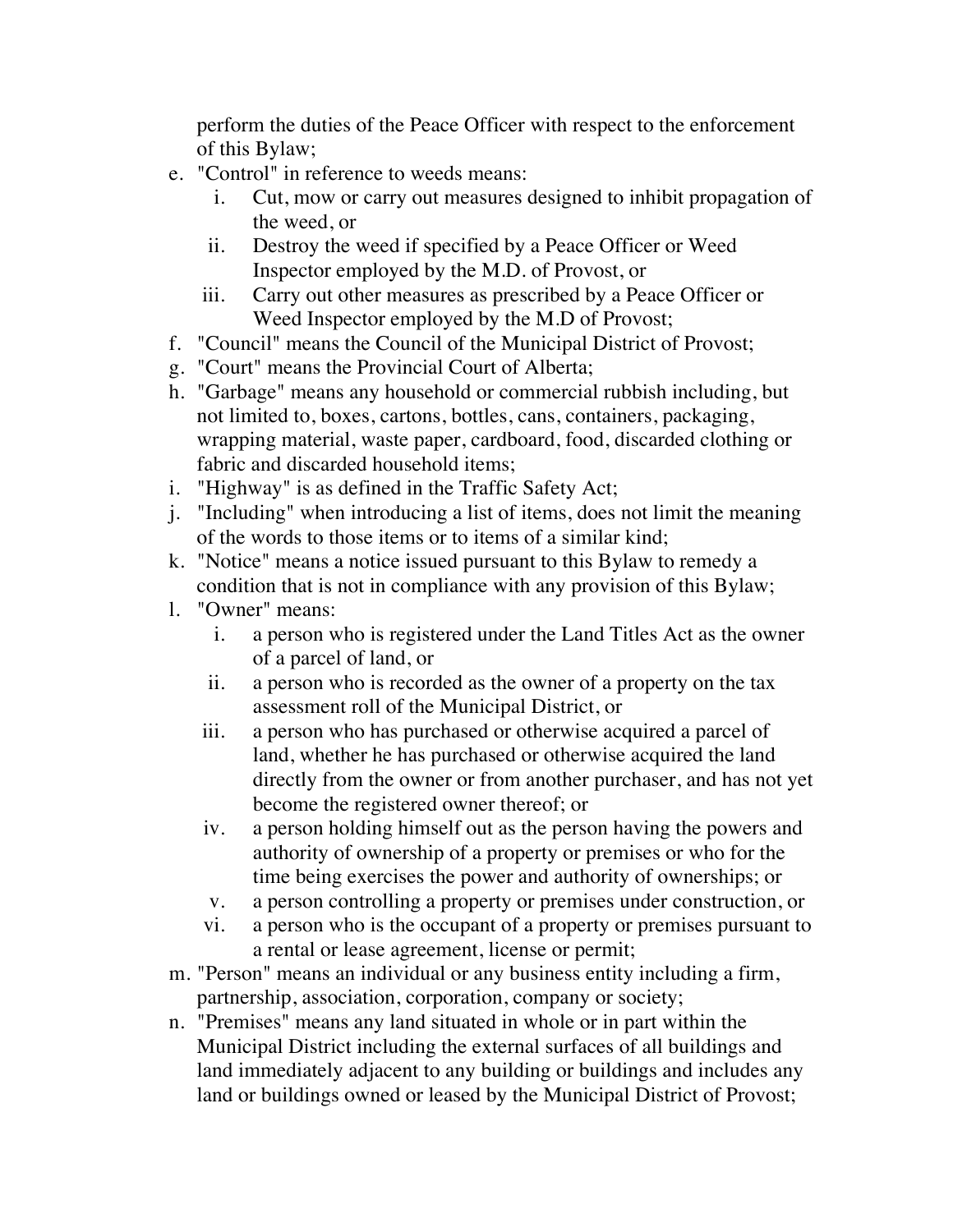perform the duties of the Peace Officer with respect to the enforcement of this Bylaw;

e. "Control" in reference to weeds means:
   i. Cut, mow or carry out measures designed to inhibit propagation of the weed, or
   ii. Destroy the weed if specified by a Peace Officer or Weed Inspector employed by the M.D. of Provost, or
   iii. Carry out other measures as prescribed by a Peace Officer or Weed Inspector employed by the M.D of Provost;
f. "Council" means the Council of the Municipal District of Provost;
g. "Court" means the Provincial Court of Alberta;
h. "Garbage" means any household or commercial rubbish including, but not limited to, boxes, cartons, bottles, cans, containers, packaging, wrapping material, waste paper, cardboard, food, discarded clothing or fabric and discarded household items;
i. "Highway" is as defined in the Traffic Safety Act;
j. "Including" when introducing a list of items, does not limit the meaning of the words to those items or to items of a similar kind;
k. "Notice" means a notice issued pursuant to this Bylaw to remedy a condition that is not in compliance with any provision of this Bylaw;
l. "Owner" means:
   i. a person who is registered under the Land Titles Act as the owner of a parcel of land, or
   ii. a person who is recorded as the owner of a property on the tax assessment roll of the Municipal District, or
   iii. a person who has purchased or otherwise acquired a parcel of land, whether he has purchased or otherwise acquired the land directly from the owner or from another purchaser, and has not yet become the registered owner thereof; or
   iv. a person holding himself out as the person having the powers and authority of ownership of a property or premises or who for the time being exercises the power and authority of ownerships; or
   v. a person controlling a property or premises under construction, or
   vi. a person who is the occupant of a property or premises pursuant to a rental or lease agreement, license or permit;
m. "Person" means an individual or any business entity including a firm, partnership, association, corporation, company or society;
n. "Premises" means any land situated in whole or in part within the Municipal District including the external surfaces of all buildings and land immediately adjacent to any building or buildings and includes any land or buildings owned or leased by the Municipal District of Provost;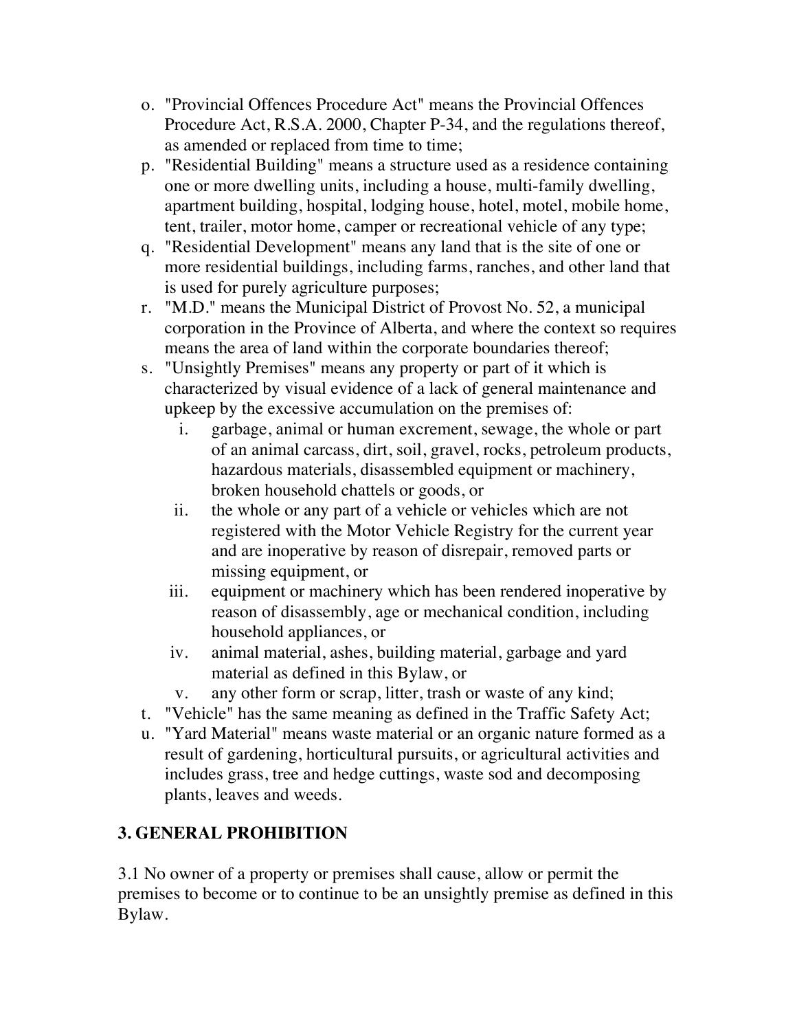o. "Provincial Offences Procedure Act" means the Provincial Offences Procedure Act, R.S.A. 2000, Chapter P-34, and the regulations thereof, as amended or replaced from time to time;
p. "Residential Building" means a structure used as a residence containing one or more dwelling units, including a house, multi-family dwelling, apartment building, hospital, lodging house, hotel, motel, mobile home, tent, trailer, motor home, camper or recreational vehicle of any type;
q. "Residential Development" means any land that is the site of one or more residential buildings, including farms, ranches, and other land that is used for purely agriculture purposes;
r. "M.D." means the Municipal District of Provost No. 52, a municipal corporation in the Province of Alberta, and where the context so requires means the area of land within the corporate boundaries thereof;
s. "Unsightly Premises" means any property or part of it which is characterized by visual evidence of a lack of general maintenance and upkeep by the excessive accumulation on the premises of:
    i. garbage, animal or human excrement, sewage, the whole or part of an animal carcass, dirt, soil, gravel, rocks, petroleum products, hazardous materials, disassembled equipment or machinery, broken household chattels or goods, or
    ii. the whole or any part of a vehicle or vehicles which are not registered with the Motor Vehicle Registry for the current year and are inoperative by reason of disrepair, removed parts or missing equipment, or
    iii. equipment or machinery which has been rendered inoperative by reason of disassembly, age or mechanical condition, including household appliances, or
    iv. animal material, ashes, building material, garbage and yard material as defined in this Bylaw, or
    v. any other form or scrap, litter, trash or waste of any kind;
t. "Vehicle" has the same meaning as defined in the Traffic Safety Act;
u. "Yard Material" means waste material or an organic nature formed as a result of gardening, horticultural pursuits, or agricultural activities and includes grass, tree and hedge cuttings, waste sod and decomposing plants, leaves and weeds.

## 3. GENERAL PROHIBITION

3.1 No owner of a property or premises shall cause, allow or permit the premises to become or to continue to be an unsightly premise as defined in this Bylaw.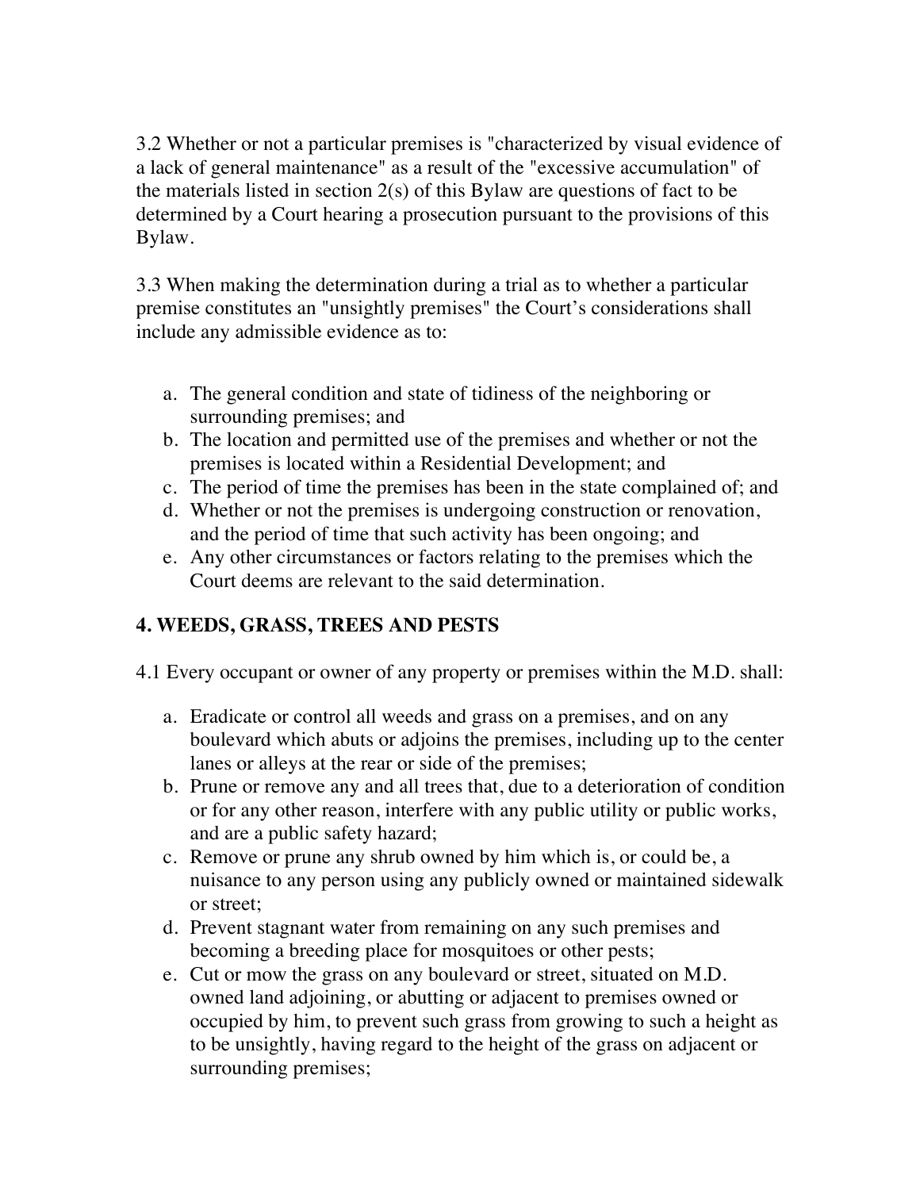3.2 Whether or not a particular premises is "characterized by visual evidence of a lack of general maintenance" as a result of the "excessive accumulation" of the materials listed in section 2(s) of this Bylaw are questions of fact to be determined by a Court hearing a prosecution pursuant to the provisions of this Bylaw.

3.3 When making the determination during a trial as to whether a particular premise constitutes an "unsightly premises" the Court's considerations shall include any admissible evidence as to:

a. The general condition and state of tidiness of the neighboring or surrounding premises; and
b. The location and permitted use of the premises and whether or not the premises is located within a Residential Development; and
c. The period of time the premises has been in the state complained of; and
d. Whether or not the premises is undergoing construction or renovation, and the period of time that such activity has been ongoing; and
e. Any other circumstances or factors relating to the premises which the Court deems are relevant to the said determination.

## 4. WEEDS, GRASS, TREES AND PESTS

4.1 Every occupant or owner of any property or premises within the M.D. shall:

a. Eradicate or control all weeds and grass on a premises, and on any boulevard which abuts or adjoins the premises, including up to the center lanes or alleys at the rear or side of the premises;
b. Prune or remove any and all trees that, due to a deterioration of condition or for any other reason, interfere with any public utility or public works, and are a public safety hazard;
c. Remove or prune any shrub owned by him which is, or could be, a nuisance to any person using any publicly owned or maintained sidewalk or street;
d. Prevent stagnant water from remaining on any such premises and becoming a breeding place for mosquitoes or other pests;
e. Cut or mow the grass on any boulevard or street, situated on M.D. owned land adjoining, or abutting or adjacent to premises owned or occupied by him, to prevent such grass from growing to such a height as to be unsightly, having regard to the height of the grass on adjacent or surrounding premises;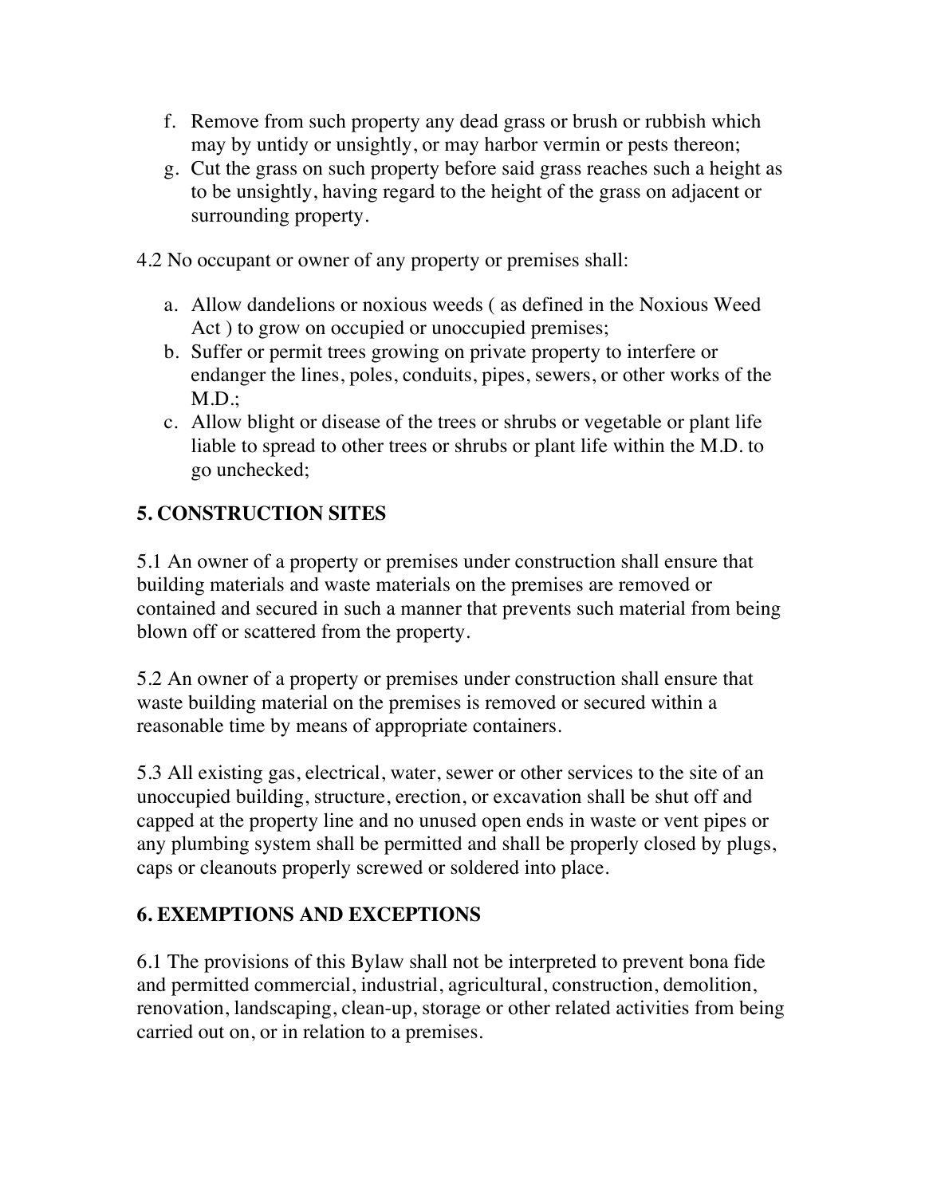f. Remove from such property any dead grass or brush or rubbish which may by untidy or unsightly, or may harbor vermin or pests thereon;
g. Cut the grass on such property before said grass reaches such a height as to be unsightly, having regard to the height of the grass on adjacent or surrounding property.

4.2 No occupant or owner of any property or premises shall:

a. Allow dandelions or noxious weeds ( as defined in the Noxious Weed Act ) to grow on occupied or unoccupied premises;
b. Suffer or permit trees growing on private property to interfere or endanger the lines, poles, conduits, pipes, sewers, or other works of the M.D.;
c. Allow blight or disease of the trees or shrubs or vegetable or plant life liable to spread to other trees or shrubs or plant life within the M.D. to go unchecked;

## 5. CONSTRUCTION SITES

5.1 An owner of a property or premises under construction shall ensure that building materials and waste materials on the premises are removed or contained and secured in such a manner that prevents such material from being blown off or scattered from the property.

5.2 An owner of a property or premises under construction shall ensure that waste building material on the premises is removed or secured within a reasonable time by means of appropriate containers.

5.3 All existing gas, electrical, water, sewer or other services to the site of an unoccupied building, structure, erection, or excavation shall be shut off and capped at the property line and no unused open ends in waste or vent pipes or any plumbing system shall be permitted and shall be properly closed by plugs, caps or cleanouts properly screwed or soldered into place.

## 6. EXEMPTIONS AND EXCEPTIONS

6.1 The provisions of this Bylaw shall not be interpreted to prevent bona fide and permitted commercial, industrial, agricultural, construction, demolition, renovation, landscaping, clean-up, storage or other related activities from being carried out on, or in relation to a premises.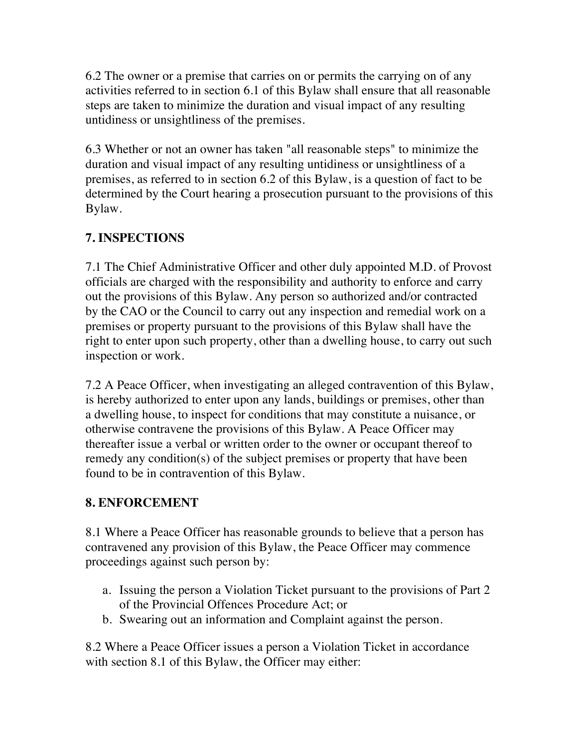6.2 The owner or a premise that carries on or permits the carrying on of any activities referred to in section 6.1 of this Bylaw shall ensure that all reasonable steps are taken to minimize the duration and visual impact of any resulting untidiness or unsightliness of the premises.

6.3 Whether or not an owner has taken "all reasonable steps" to minimize the duration and visual impact of any resulting untidiness or unsightliness of a premises, as referred to in section 6.2 of this Bylaw, is a question of fact to be determined by the Court hearing a prosecution pursuant to the provisions of this Bylaw.

## 7. INSPECTIONS

7.1 The Chief Administrative Officer and other duly appointed M.D. of Provost officials are charged with the responsibility and authority to enforce and carry out the provisions of this Bylaw. Any person so authorized and/or contracted by the CAO or the Council to carry out any inspection and remedial work on a premises or property pursuant to the provisions of this Bylaw shall have the right to enter upon such property, other than a dwelling house, to carry out such inspection or work.

7.2 A Peace Officer, when investigating an alleged contravention of this Bylaw, is hereby authorized to enter upon any lands, buildings or premises, other than a dwelling house, to inspect for conditions that may constitute a nuisance, or otherwise contravene the provisions of this Bylaw. A Peace Officer may thereafter issue a verbal or written order to the owner or occupant thereof to remedy any condition(s) of the subject premises or property that have been found to be in contravention of this Bylaw.

## 8. ENFORCEMENT

8.1 Where a Peace Officer has reasonable grounds to believe that a person has contravened any provision of this Bylaw, the Peace Officer may commence proceedings against such person by:

a. Issuing the person a Violation Ticket pursuant to the provisions of Part 2 of the Provincial Offences Procedure Act; or
b. Swearing out an information and Complaint against the person.

8.2 Where a Peace Officer issues a person a Violation Ticket in accordance with section 8.1 of this Bylaw, the Officer may either: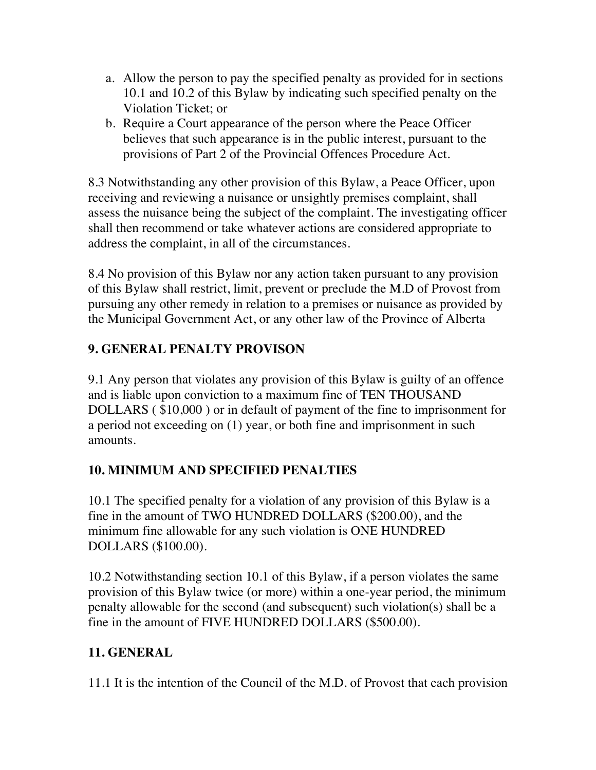a. Allow the person to pay the specified penalty as provided for in sections 10.1 and 10.2 of this Bylaw by indicating such specified penalty on the Violation Ticket; or
b. Require a Court appearance of the person where the Peace Officer believes that such appearance is in the public interest, pursuant to the provisions of Part 2 of the Provincial Offences Procedure Act.

8.3 Notwithstanding any other provision of this Bylaw, a Peace Officer, upon receiving and reviewing a nuisance or unsightly premises complaint, shall assess the nuisance being the subject of the complaint. The investigating officer shall then recommend or take whatever actions are considered appropriate to address the complaint, in all of the circumstances.

8.4 No provision of this Bylaw nor any action taken pursuant to any provision of this Bylaw shall restrict, limit, prevent or preclude the M.D of Provost from pursuing any other remedy in relation to a premises or nuisance as provided by the Municipal Government Act, or any other law of the Province of Alberta

## 9. GENERAL PENALTY PROVISON

9.1 Any person that violates any provision of this Bylaw is guilty of an offence and is liable upon conviction to a maximum fine of TEN THOUSAND DOLLARS ( $10,000 ) or in default of payment of the fine to imprisonment for a period not exceeding on (1) year, or both fine and imprisonment in such amounts.

## 10. MINIMUM AND SPECIFIED PENALTIES

10.1 The specified penalty for a violation of any provision of this Bylaw is a fine in the amount of TWO HUNDRED DOLLARS ($200.00), and the minimum fine allowable for any such violation is ONE HUNDRED DOLLARS ($100.00).

10.2 Notwithstanding section 10.1 of this Bylaw, if a person violates the same provision of this Bylaw twice (or more) within a one-year period, the minimum penalty allowable for the second (and subsequent) such violation(s) shall be a fine in the amount of FIVE HUNDRED DOLLARS ($500.00).

## 11. GENERAL

11.1 It is the intention of the Council of the M.D. of Provost that each provision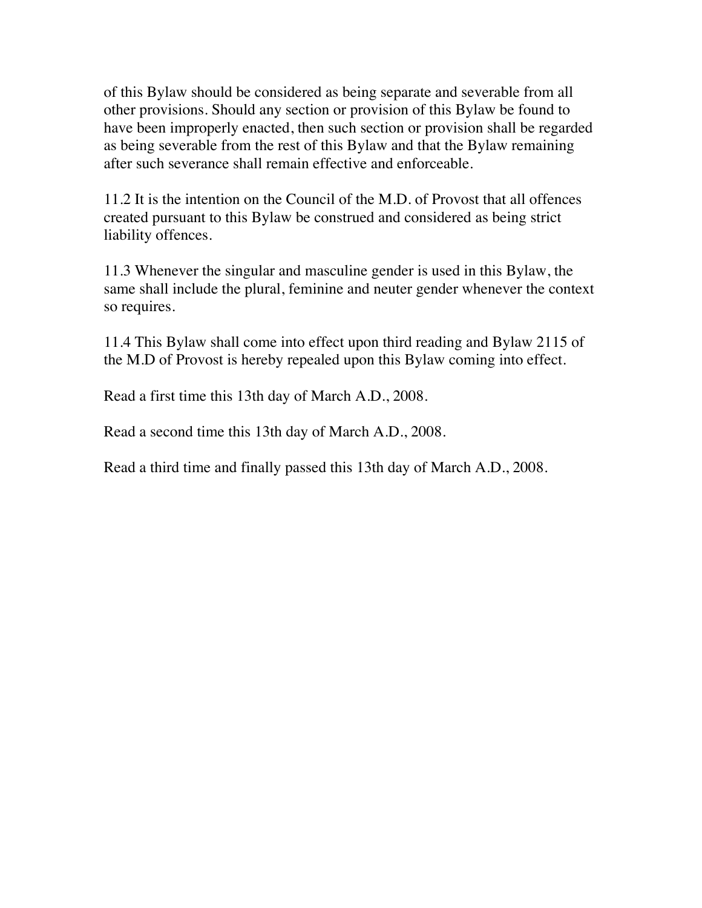of this Bylaw should be considered as being separate and severable from all other provisions. Should any section or provision of this Bylaw be found to have been improperly enacted, then such section or provision shall be regarded as being severable from the rest of this Bylaw and that the Bylaw remaining after such severance shall remain effective and enforceable.

11.2 It is the intention on the Council of the M.D. of Provost that all offences created pursuant to this Bylaw be construed and considered as being strict liability offences.

11.3 Whenever the singular and masculine gender is used in this Bylaw, the same shall include the plural, feminine and neuter gender whenever the context so requires.

11.4 This Bylaw shall come into effect upon third reading and Bylaw 2115 of the M.D of Provost is hereby repealed upon this Bylaw coming into effect.

Read a first time this 13th day of March A.D., 2008.

Read a second time this 13th day of March A.D., 2008.

Read a third time and finally passed this 13th day of March A.D., 2008.